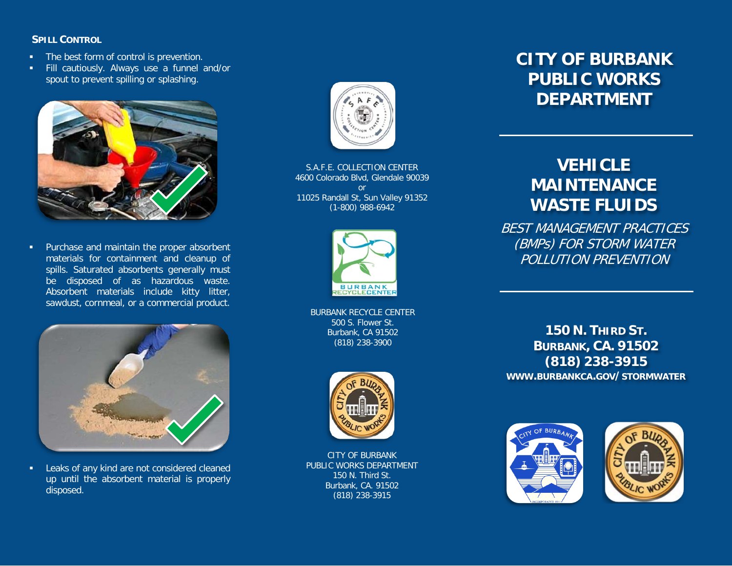## SPILL CONTROL

- The best form of control is prevention.
- Fill cautiously. Always use a funnel and/or spout to prevent spilling or splashing.
- Purchase and maintain the proper absorbent materials for containment and cleanup of spills. Saturated absorbents generally must be disposed of as hazardous waste. Absorbent materials include kitty litter, sawdust, cornmeal, or a commercial product.
- Leaks of any kind are not considered cleaned up until the absorbent material is properly disposed.

S.A.F.E. COLLECTION CENTER
4600 Colorado Blvd, Glendale 90039
or
11025 Randall St, Sun Valley 91352
(1-800) 988-6942

BURBANK RECYCLE CENTER
500 S. Flower St.
Burbank, CA 91502
(818) 238-3900

CITY OF BURBANK
PUBLIC WORKS DEPARTMENT
150 N. Third St.
Burbank, CA. 91502
(818) 238-3915

# CITY OF BURBANK PUBLIC WORKS DEPARTMENT

# VEHICLE MAINTENANCE WASTE FLUIDS

*BEST MANAGEMENT PRACTICES (BMPs) FOR STORM WATER POLLUTION PREVENTION*

**150 N. THIRD ST.**
**BURBANK, CA. 91502**
**(818) 238-3915**
**WWW.BURBANKCA.GOV/STORMWATER**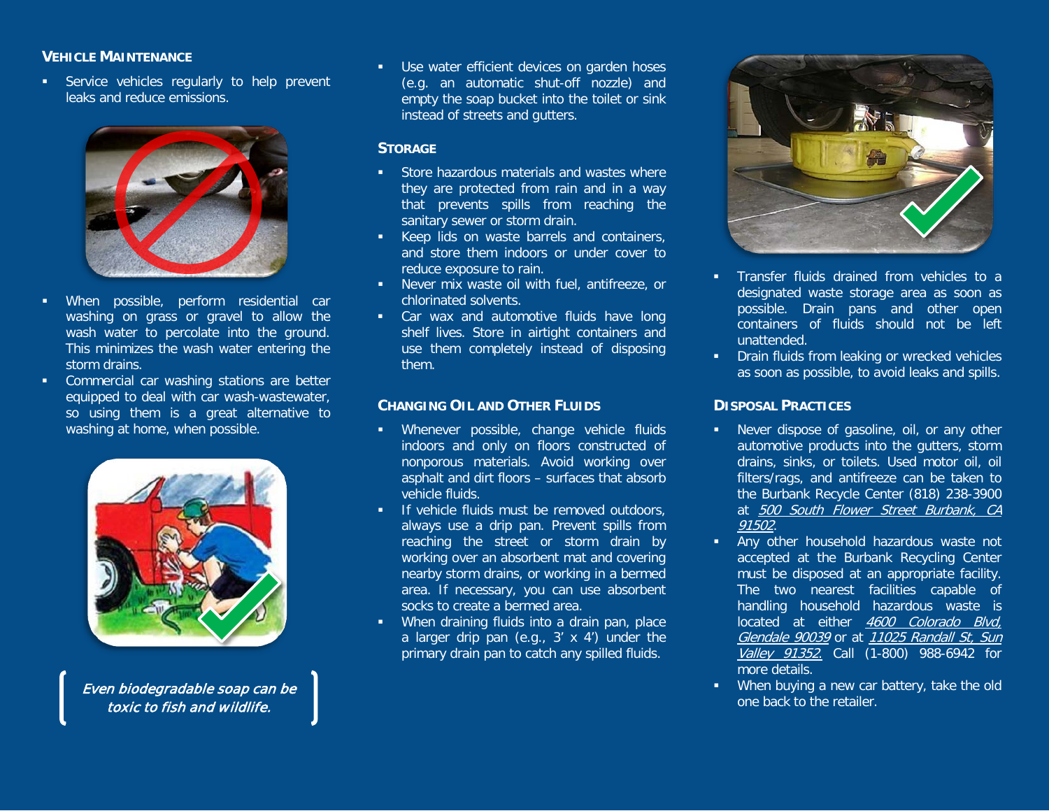## Vehicle Maintenance

- Service vehicles regularly to help prevent leaks and reduce emissions.
- When possible, perform residential car washing on grass or gravel to allow the wash water to percolate into the ground. This minimizes the wash water entering the storm drains.
- Commercial car washing stations are better equipped to deal with car wash-wastewater, so using them is a great alternative to washing at home, when possible.

*Even biodegradable soap can be toxic to fish and wildlife.*

- Use water efficient devices on garden hoses (e.g. an automatic shut-off nozzle) and empty the soap bucket into the toilet or sink instead of streets and gutters.

## Storage

- Store hazardous materials and wastes where they are protected from rain and in a way that prevents spills from reaching the sanitary sewer or storm drain.
- Keep lids on waste barrels and containers, and store them indoors or under cover to reduce exposure to rain.
- Never mix waste oil with fuel, antifreeze, or chlorinated solvents.
- Car wax and automotive fluids have long shelf lives. Store in airtight containers and use them completely instead of disposing them.

## Changing Oil and Other Fluids

- Whenever possible, change vehicle fluids indoors and only on floors constructed of nonporous materials. Avoid working over asphalt and dirt floors – surfaces that absorb vehicle fluids.
- If vehicle fluids must be removed outdoors, always use a drip pan. Prevent spills from reaching the street or storm drain by working over an absorbent mat and covering nearby storm drains, or working in a bermed area. If necessary, you can use absorbent socks to create a bermed area.
- When draining fluids into a drain pan, place a larger drip pan (e.g., 3' x 4') under the primary drain pan to catch any spilled fluids.
- Transfer fluids drained from vehicles to a designated waste storage area as soon as possible. Drain pans and other open containers of fluids should not be left unattended.
- Drain fluids from leaking or wrecked vehicles as soon as possible, to avoid leaks and spills.

## Disposal Practices

- Never dispose of gasoline, oil, or any other automotive products into the gutters, storm drains, sinks, or toilets. Used motor oil, oil filters/rags, and antifreeze can be taken to the Burbank Recycle Center (818) 238-3900 at *500 South Flower Street Burbank, CA 91502*.
- Any other household hazardous waste not accepted at the Burbank Recycling Center must be disposed at an appropriate facility. The two nearest facilities capable of handling household hazardous waste is located at either *4600 Colorado Blvd, Glendale 90039* or at *11025 Randall St, Sun Valley 91352.* Call (1-800) 988-6942 for more details.
- When buying a new car battery, take the old one back to the retailer.